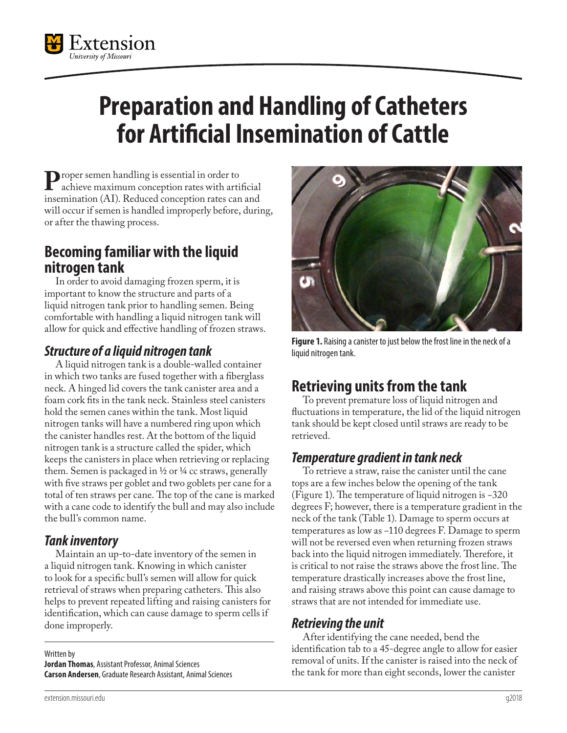# Preparation and Handling of Catheters for Artificial Insemination of Cattle

Proper semen handling is essential in order to achieve maximum conception rates with artificial insemination (AI). Reduced conception rates can and will occur if semen is handled improperly before, during, or after the thawing process.

## Becoming familiar with the liquid nitrogen tank

In order to avoid damaging frozen sperm, it is important to know the structure and parts of a liquid nitrogen tank prior to handling semen. Being comfortable with handling a liquid nitrogen tank will allow for quick and effective handling of frozen straws.

### *Structure of a liquid nitrogen tank*

A liquid nitrogen tank is a double-walled container in which two tanks are fused together with a fiberglass neck. A hinged lid covers the tank canister area and a foam cork fits in the tank neck. Stainless steel canisters hold the semen canes within the tank. Most liquid nitrogen tanks will have a numbered ring upon which the canister handles rest. At the bottom of the liquid nitrogen tank is a structure called the spider, which keeps the canisters in place when retrieving or replacing them. Semen is packaged in ½ or ¼ cc straws, generally with five straws per goblet and two goblets per cane for a total of ten straws per cane. The top of the cane is marked with a cane code to identify the bull and may also include the bull's common name.

### *Tank inventory*

Maintain an up-to-date inventory of the semen in a liquid nitrogen tank. Knowing in which canister to look for a specific bull's semen will allow for quick retrieval of straws when preparing catheters. This also helps to prevent repeated lifting and raising canisters for identification, which can cause damage to sperm cells if done improperly.

Written by
**Jordan Thomas**, Assistant Professor, Animal Sciences
**Carson Andersen**, Graduate Research Assistant, Animal Sciences

**Figure 1.** Raising a canister to just below the frost line in the neck of a liquid nitrogen tank.

## Retrieving units from the tank

To prevent premature loss of liquid nitrogen and fluctuations in temperature, the lid of the liquid nitrogen tank should be kept closed until straws are ready to be retrieved.

### *Temperature gradient in tank neck*

To retrieve a straw, raise the canister until the cane tops are a few inches below the opening of the tank (Figure 1). The temperature of liquid nitrogen is –320 degrees F; however, there is a temperature gradient in the neck of the tank (Table 1). Damage to sperm occurs at temperatures as low as –110 degrees F. Damage to sperm will not be reversed even when returning frozen straws back into the liquid nitrogen immediately. Therefore, it is critical to not raise the straws above the frost line. The temperature drastically increases above the frost line, and raising straws above this point can cause damage to straws that are not intended for immediate use.

### *Retrieving the unit*

After identifying the cane needed, bend the identification tab to a 45-degree angle to allow for easier removal of units. If the canister is raised into the neck of the tank for more than eight seconds, lower the canister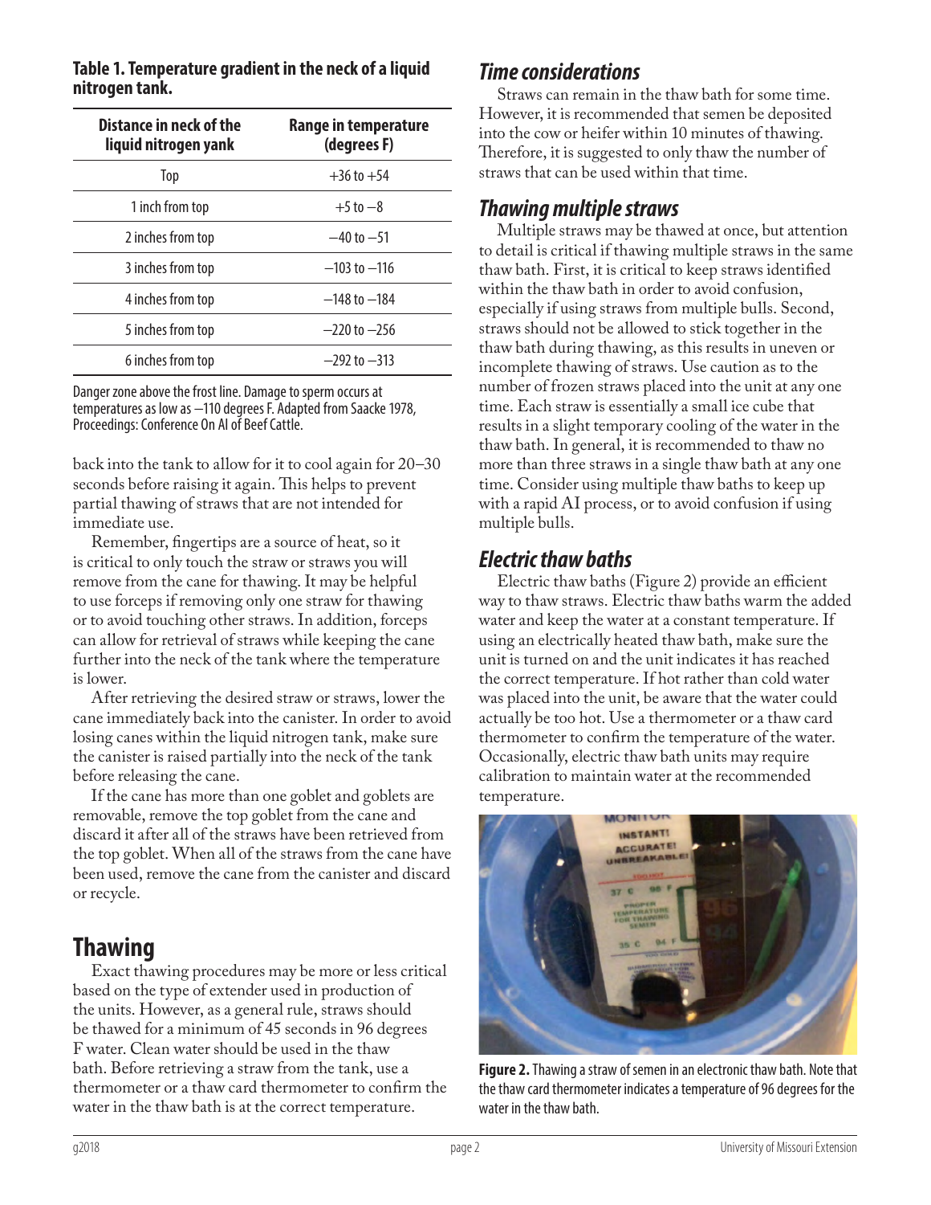**Table 1. Temperature gradient in the neck of a liquid nitrogen tank.**

| Distance in neck of the liquid nitrogen yank | Range in temperature (degrees F) |
| --- | --- |
| Top | +36 to +54 |
| 1 inch from top | +5 to −8 |
| 2 inches from top | −40 to −51 |
| 3 inches from top | −103 to −116 |
| 4 inches from top | −148 to −184 |
| 5 inches from top | −220 to −256 |
| 6 inches from top | −292 to −313 |

Danger zone above the frost line. Damage to sperm occurs at temperatures as low as −110 degrees F. Adapted from Saacke 1978, Proceedings: Conference On AI of Beef Cattle.

back into the tank to allow for it to cool again for 20–30 seconds before raising it again. This helps to prevent partial thawing of straws that are not intended for immediate use.

Remember, fingertips are a source of heat, so it is critical to only touch the straw or straws you will remove from the cane for thawing. It may be helpful to use forceps if removing only one straw for thawing or to avoid touching other straws. In addition, forceps can allow for retrieval of straws while keeping the cane further into the neck of the tank where the temperature is lower.

After retrieving the desired straw or straws, lower the cane immediately back into the canister. In order to avoid losing canes within the liquid nitrogen tank, make sure the canister is raised partially into the neck of the tank before releasing the cane.

If the cane has more than one goblet and goblets are removable, remove the top goblet from the cane and discard it after all of the straws have been retrieved from the top goblet. When all of the straws from the cane have been used, remove the cane from the canister and discard or recycle.

# Thawing

Exact thawing procedures may be more or less critical based on the type of extender used in production of the units. However, as a general rule, straws should be thawed for a minimum of 45 seconds in 96 degrees F water. Clean water should be used in the thaw bath. Before retrieving a straw from the tank, use a thermometer or a thaw card thermometer to confirm the water in the thaw bath is at the correct temperature.

## *Time considerations*

Straws can remain in the thaw bath for some time. However, it is recommended that semen be deposited into the cow or heifer within 10 minutes of thawing. Therefore, it is suggested to only thaw the number of straws that can be used within that time.

## *Thawing multiple straws*

Multiple straws may be thawed at once, but attention to detail is critical if thawing multiple straws in the same thaw bath. First, it is critical to keep straws identified within the thaw bath in order to avoid confusion, especially if using straws from multiple bulls. Second, straws should not be allowed to stick together in the thaw bath during thawing, as this results in uneven or incomplete thawing of straws. Use caution as to the number of frozen straws placed into the unit at any one time. Each straw is essentially a small ice cube that results in a slight temporary cooling of the water in the thaw bath. In general, it is recommended to thaw no more than three straws in a single thaw bath at any one time. Consider using multiple thaw baths to keep up with a rapid AI process, or to avoid confusion if using multiple bulls.

## *Electric thaw baths*

Electric thaw baths (Figure 2) provide an efficient way to thaw straws. Electric thaw baths warm the added water and keep the water at a constant temperature. If using an electrically heated thaw bath, make sure the unit is turned on and the unit indicates it has reached the correct temperature. If hot rather than cold water was placed into the unit, be aware that the water could actually be too hot. Use a thermometer or a thaw card thermometer to confirm the temperature of the water. Occasionally, electric thaw bath units may require calibration to maintain water at the recommended temperature.

**Figure 2.** Thawing a straw of semen in an electronic thaw bath. Note that the thaw card thermometer indicates a temperature of 96 degrees for the water in the thaw bath.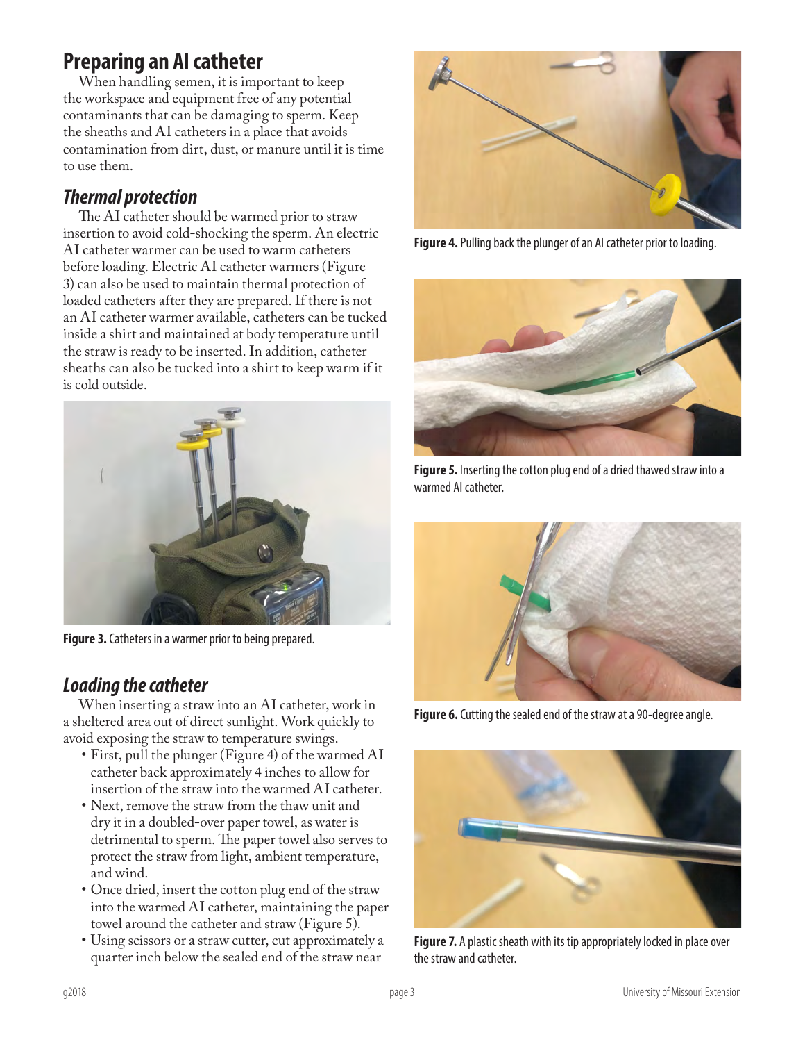## Preparing an AI catheter

When handling semen, it is important to keep the workspace and equipment free of any potential contaminants that can be damaging to sperm. Keep the sheaths and AI catheters in a place that avoids contamination from dirt, dust, or manure until it is time to use them.

### *Thermal protection*

The AI catheter should be warmed prior to straw insertion to avoid cold-shocking the sperm. An electric AI catheter warmer can be used to warm catheters before loading. Electric AI catheter warmers (Figure 3) can also be used to maintain thermal protection of loaded catheters after they are prepared. If there is not an AI catheter warmer available, catheters can be tucked inside a shirt and maintained at body temperature until the straw is ready to be inserted. In addition, catheter sheaths can also be tucked into a shirt to keep warm if it is cold outside.

**Figure 3.** Catheters in a warmer prior to being prepared.

### *Loading the catheter*

When inserting a straw into an AI catheter, work in a sheltered area out of direct sunlight. Work quickly to avoid exposing the straw to temperature swings.

- First, pull the plunger (Figure 4) of the warmed AI catheter back approximately 4 inches to allow for insertion of the straw into the warmed AI catheter.
- Next, remove the straw from the thaw unit and dry it in a doubled-over paper towel, as water is detrimental to sperm. The paper towel also serves to protect the straw from light, ambient temperature, and wind.
- Once dried, insert the cotton plug end of the straw into the warmed AI catheter, maintaining the paper towel around the catheter and straw (Figure 5).
- Using scissors or a straw cutter, cut approximately a quarter inch below the sealed end of the straw near

**Figure 4.** Pulling back the plunger of an AI catheter prior to loading.

**Figure 5.** Inserting the cotton plug end of a dried thawed straw into a warmed AI catheter.

**Figure 6.** Cutting the sealed end of the straw at a 90-degree angle.

**Figure 7.** A plastic sheath with its tip appropriately locked in place over the straw and catheter.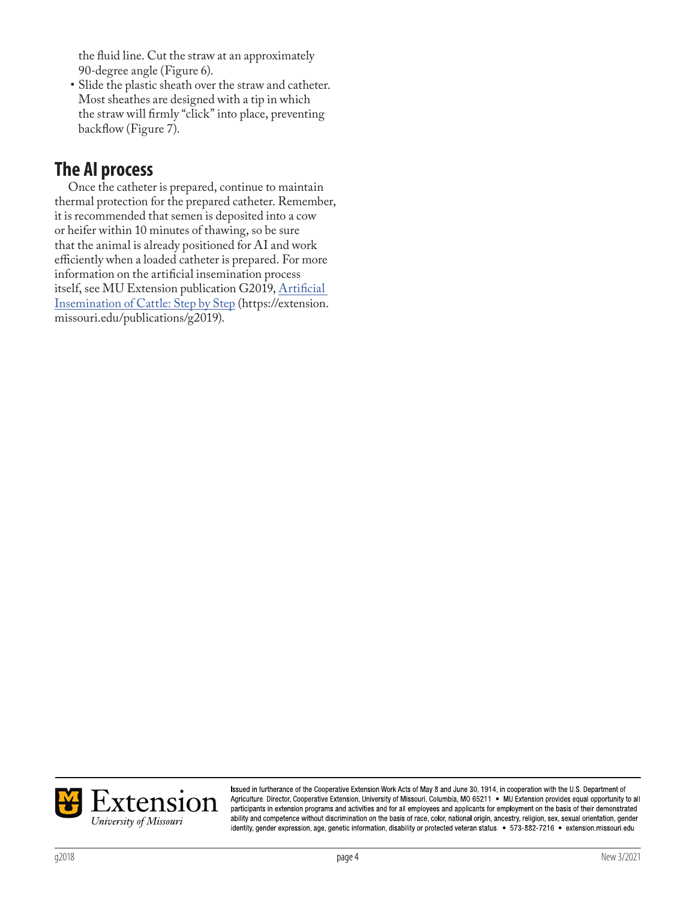the fluid line. Cut the straw at an approximately 90-degree angle (Figure 6).

- Slide the plastic sheath over the straw and catheter. Most sheathes are designed with a tip in which the straw will firmly "click" into place, preventing backflow (Figure 7).

## The AI process

Once the catheter is prepared, continue to maintain thermal protection for the prepared catheter. Remember, it is recommended that semen is deposited into a cow or heifer within 10 minutes of thawing, so be sure that the animal is already positioned for AI and work efficiently when a loaded catheter is prepared. For more information on the artificial insemination process itself, see MU Extension publication G2019, Artificial Insemination of Cattle: Step by Step (https://extension.missouri.edu/publications/g2019).

Extension
*University of Missouri*

Issued in furtherance of the Cooperative Extension Work Acts of May 8 and June 30, 1914, in cooperation with the U.S. Department of Agriculture. Director, Cooperative Extension, University of Missouri, Columbia, MO 65211 • MU Extension provides equal opportunity to all participants in extension programs and activities and for all employees and applicants for employment on the basis of their demonstrated ability and competence without discrimination on the basis of race, color, national origin, ancestry, religion, sex, sexual orientation, gender identity, gender expression, age, genetic information, disability or protected veteran status. • 573-882-7216 • extension.missouri.edu

g2018 New 3/2021